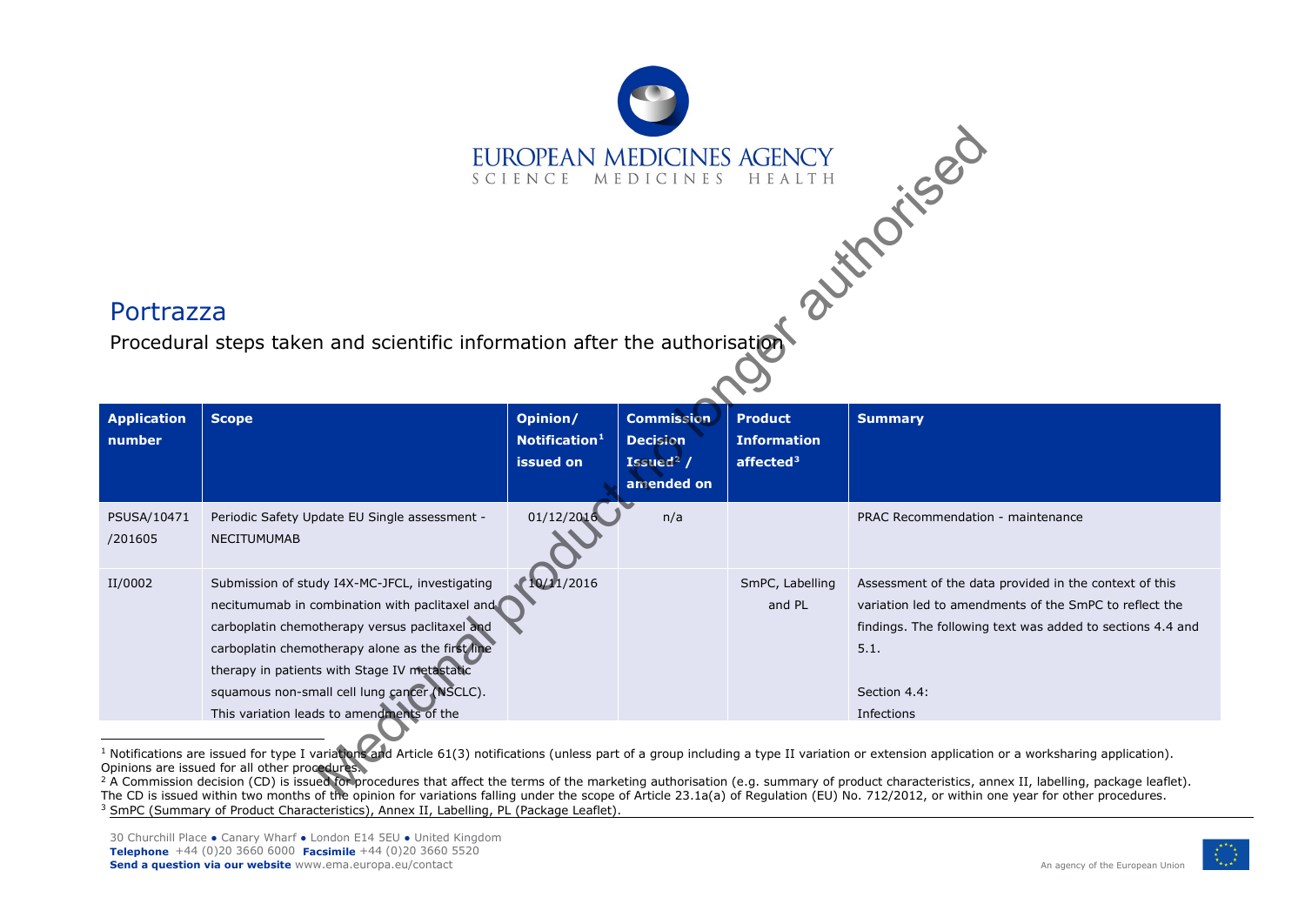# Portrazza

Procedural steps taken and scientific information after the authorisation

| Application number | Scope | Opinion/ Notification[1] issued on | Commission Decision Issued[2] / amended on | Product Information affected[3] | Summary |
|---|---|---|---|---|---|
| PSUSA/10471 /201605 | Periodic Safety Update EU Single assessment - NECITUMUMAB | 01/12/2016 | n/a | | PRAC Recommendation - maintenance |
| II/0002 | Submission of study I4X-MC-JFCL, investigating necitumumab in combination with paclitaxel and carboplatin chemotherapy versus paclitaxel and carboplatin chemotherapy alone as the first line therapy in patients with Stage IV metastatic squamous non-small cell lung cancer (NSCLC). This variation leads to amendments of the | 10/11/2016 | | SmPC, Labelling and PL | Assessment of the data provided in the context of this variation led to amendments of the SmPC to reflect the findings. The following text was added to sections 4.4 and 5.1.<br><br>Section 4.4:<br>Infections |

[1] Notifications are issued for type I variations and Article 61(3) notifications (unless part of a group including a type II variation or extension application or a worksharing application). Opinions are issued for all other procedures.

[2] A Commission decision (CD) is issued for procedures that affect the terms of the marketing authorisation (e.g. summary of product characteristics, annex II, labelling, package leaflet). The CD is issued within two months of the opinion for variations falling under the scope of Article 23.1a(a) of Regulation (EU) No. 712/2012, or within one year for other procedures.

[3] SmPC (Summary of Product Characteristics), Annex II, Labelling, PL (Package Leaflet).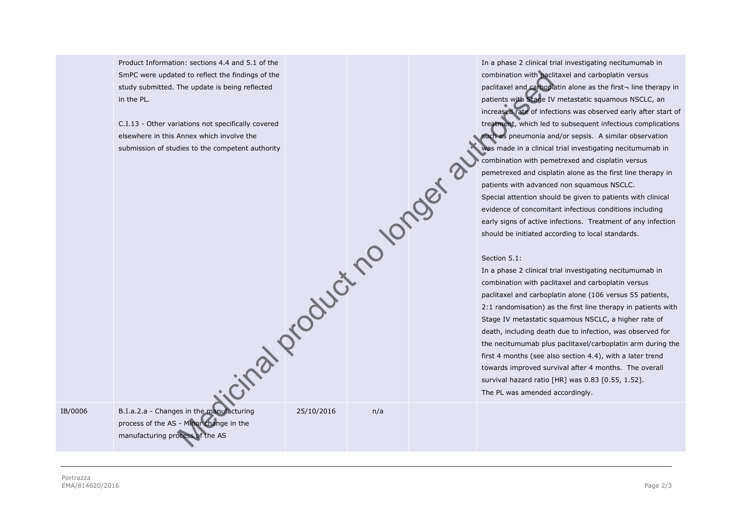| | | | | | |
|---|---|---|---|---|---|
| | Product Information: sections 4.4 and 5.1 of the SmPC were updated to reflect the findings of the study submitted. The update is being reflected in the PL.<br><br>C.I.13 - Other variations not specifically covered elsewhere in this Annex which involve the submission of studies to the competent authority | | | | In a phase 2 clinical trial investigating necitumumab in combination with paclitaxel and carboplatin versus paclitaxel and carboplatin alone as the first¬ line therapy in patients with Stage IV metastatic squamous NSCLC, an increased rate of infections was observed early after start of treatment, which led to subsequent infectious complications such as pneumonia and/or sepsis. A similar observation was made in a clinical trial investigating necitumumab in combination with pemetrexed and cisplatin versus pemetrexed and cisplatin alone as the first line therapy in patients with advanced non squamous NSCLC.<br>Special attention should be given to patients with clinical evidence of concomitant infectious conditions including early signs of active infections. Treatment of any infection should be initiated according to local standards.<br><br>Section 5.1:<br>In a phase 2 clinical trial investigating necitumumab in combination with paclitaxel and carboplatin versus paclitaxel and carboplatin alone (106 versus 55 patients, 2:1 randomisation) as the first line therapy in patients with Stage IV metastatic squamous NSCLC, a higher rate of death, including death due to infection, was observed for the necitumumab plus paclitaxel/carboplatin arm during the first 4 months (see also section 4.4), with a later trend towards improved survival after 4 months. The overall survival hazard ratio [HR] was 0.83 [0.55, 1.52].<br>The PL was amended accordingly. |
| IB/0006 | B.I.a.2.a - Changes in the manufacturing process of the AS - Minor change in the manufacturing process of the AS | 25/10/2016 | n/a | | |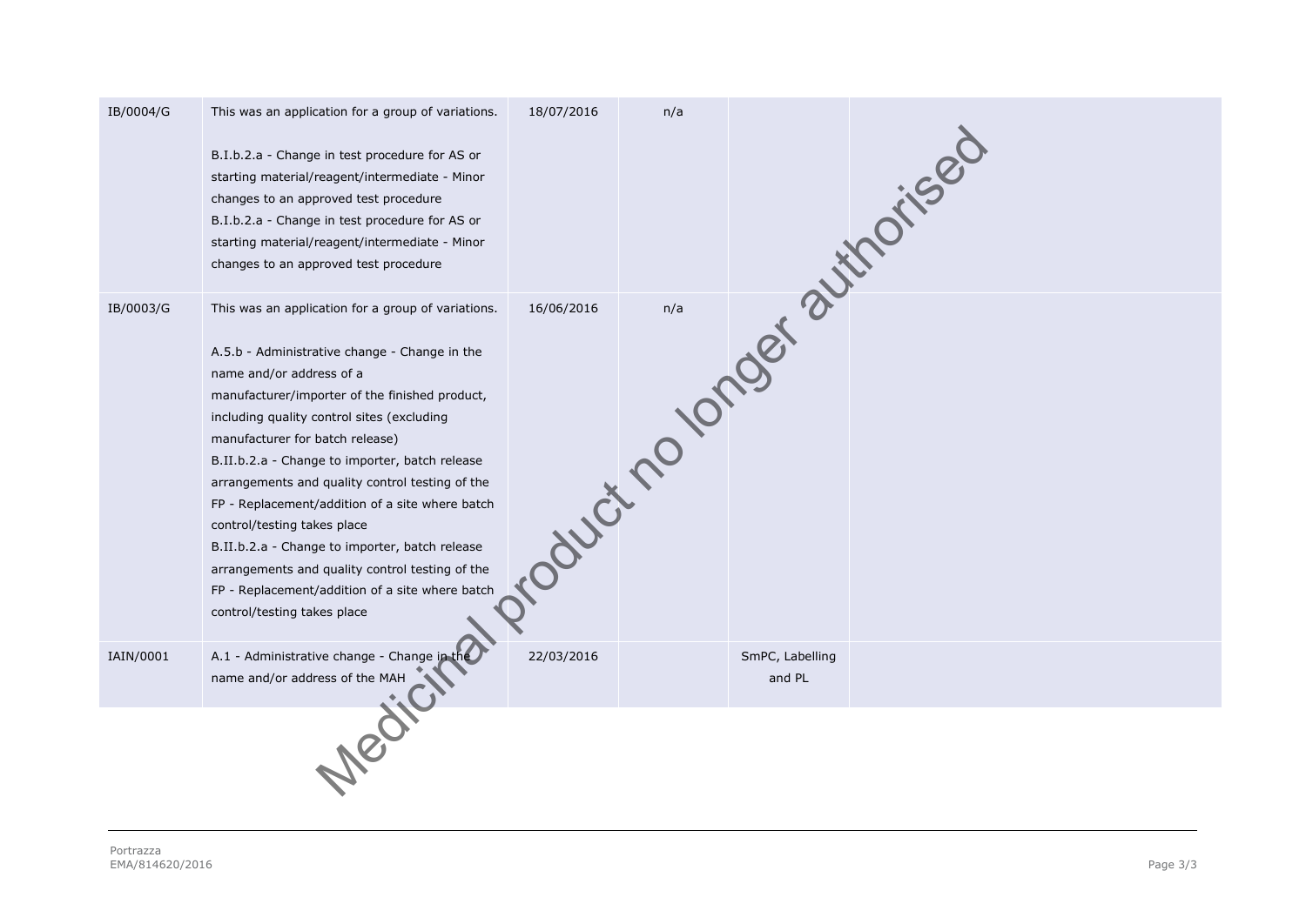| | | | | | |
|---|---|---|---|---|---|
| IB/0004/G | This was an application for a group of variations.<br><br>B.I.b.2.a - Change in test procedure for AS or starting material/reagent/intermediate - Minor changes to an approved test procedure<br>B.I.b.2.a - Change in test procedure for AS or starting material/reagent/intermediate - Minor changes to an approved test procedure | 18/07/2016 | n/a | | |
| IB/0003/G | This was an application for a group of variations.<br><br>A.5.b - Administrative change - Change in the name and/or address of a manufacturer/importer of the finished product, including quality control sites (excluding manufacturer for batch release)<br>B.II.b.2.a - Change to importer, batch release arrangements and quality control testing of the FP - Replacement/addition of a site where batch control/testing takes place<br>B.II.b.2.a - Change to importer, batch release arrangements and quality control testing of the FP - Replacement/addition of a site where batch control/testing takes place | 16/06/2016 | n/a | | |
| IAIN/0001 | A.1 - Administrative change - Change in the name and/or address of the MAH | 22/03/2016 | | SmPC, Labelling and PL | |

Medicinal product no longer authorised